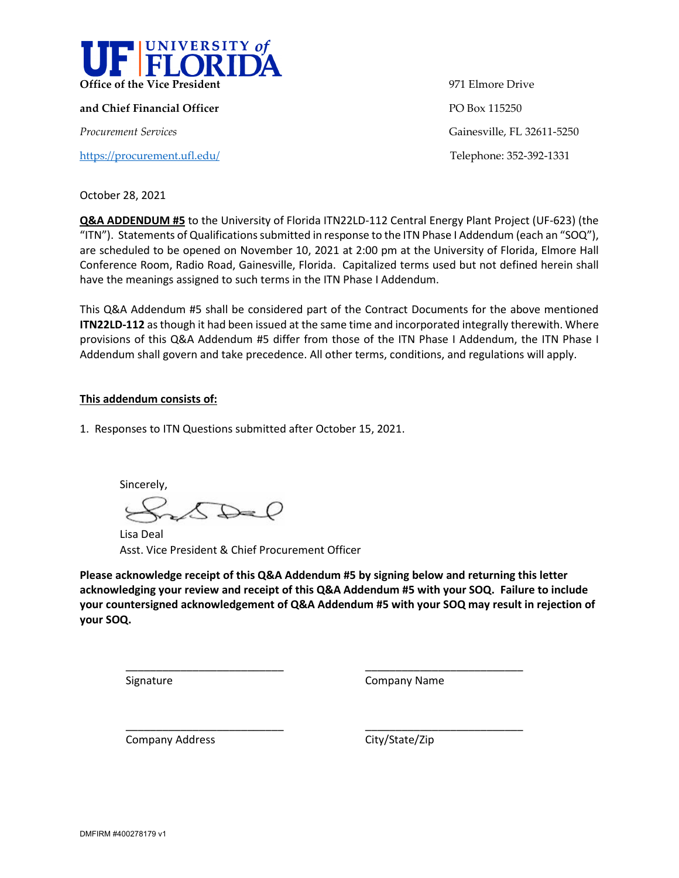**UNIVERSITY of FLORIDA**

**Office of the Vice President**

**and Chief Financial Officer**

*Procurement Services*

https://procurement.ufl.edu/

971 Elmore Drive

PO Box 115250

Gainesville, FL 32611-5250

Telephone: 352-392-1331

October 28, 2021

**Q&A ADDENDUM #5** to the University of Florida ITN22LD-112 Central Energy Plant Project (UF-623) (the "ITN"). Statements of Qualifications submitted in response to the ITN Phase I Addendum (each an "SOQ"), are scheduled to be opened on November 10, 2021 at 2:00 pm at the University of Florida, Elmore Hall Conference Room, Radio Road, Gainesville, Florida. Capitalized terms used but not defined herein shall have the meanings assigned to such terms in the ITN Phase I Addendum.

This Q&A Addendum #5 shall be considered part of the Contract Documents for the above mentioned **ITN22LD-112** as though it had been issued at the same time and incorporated integrally therewith. Where provisions of this Q&A Addendum #5 differ from those of the ITN Phase I Addendum, the ITN Phase I Addendum shall govern and take precedence. All other terms, conditions, and regulations will apply.

**This addendum consists of:**

1. Responses to ITN Questions submitted after October 15, 2021.

Sincerely,

Lisa Deal
Asst. Vice President & Chief Procurement Officer

**Please acknowledge receipt of this Q&A Addendum #5 by signing below and returning this letter acknowledging your review and receipt of this Q&A Addendum #5 with your SOQ. Failure to include your countersigned acknowledgement of Q&A Addendum #5 with your SOQ may result in rejection of your SOQ.**

___________________________ Signature

___________________________ Company Name

___________________________ Company Address

___________________________ City/State/Zip

DMFIRM #400278179 v1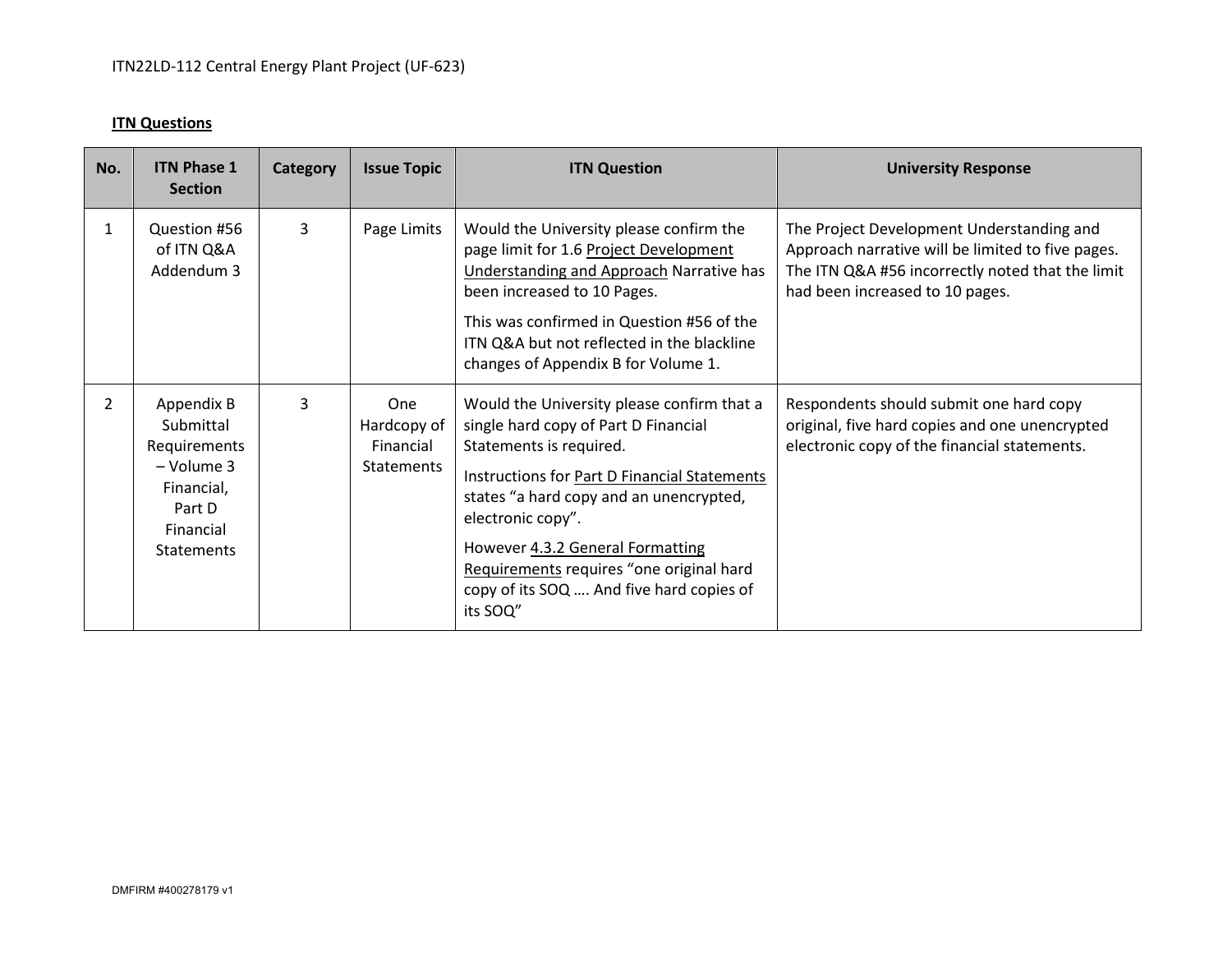ITN22LD-112 Central Energy Plant Project (UF-623)

**ITN Questions**

| No. | ITN Phase 1 Section | Category | Issue Topic | ITN Question | University Response |
|---|---|---|---|---|---|
| 1 | Question #56 of ITN Q&A Addendum 3 | 3 | Page Limits | Would the University please confirm the page limit for 1.6 Project Development Understanding and Approach Narrative has been increased to 10 Pages.<br><br>This was confirmed in Question #56 of the ITN Q&A but not reflected in the blackline changes of Appendix B for Volume 1. | The Project Development Understanding and Approach narrative will be limited to five pages. The ITN Q&A #56 incorrectly noted that the limit had been increased to 10 pages. |
| 2 | Appendix B Submittal Requirements – Volume 3 Financial, Part D Financial Statements | 3 | One Hardcopy of Financial Statements | Would the University please confirm that a single hard copy of Part D Financial Statements is required.<br><br>Instructions for Part D Financial Statements states "a hard copy and an unencrypted, electronic copy".<br><br>However 4.3.2 General Formatting Requirements requires "one original hard copy of its SOQ …. And five hard copies of its SOQ" | Respondents should submit one hard copy original, five hard copies and one unencrypted electronic copy of the financial statements. |

DMFIRM #400278179 v1